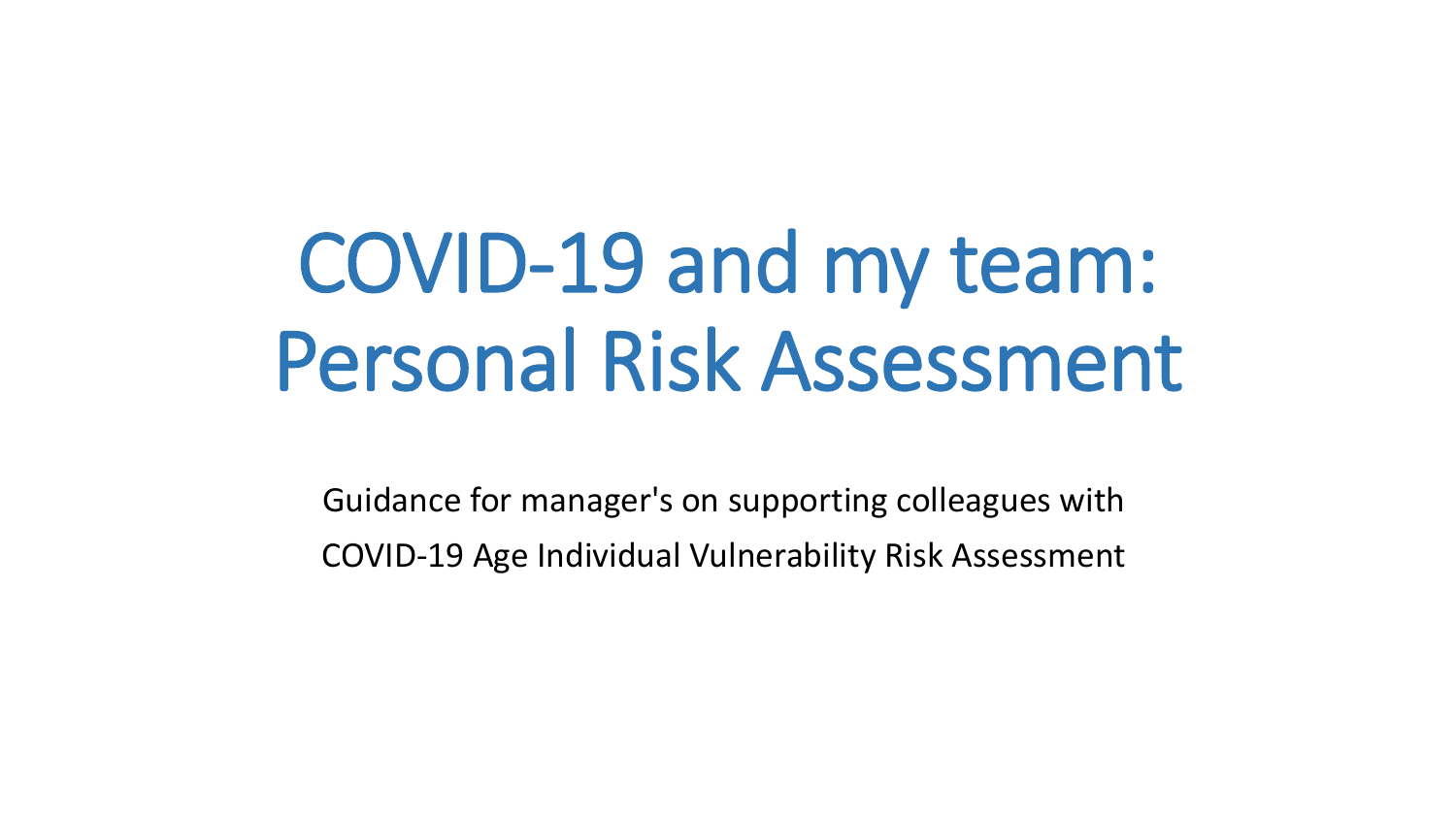# COVID-19 and my team: Personal Risk Assessment

Guidance for manager's on supporting colleagues with COVID-19 Age Individual Vulnerability Risk Assessment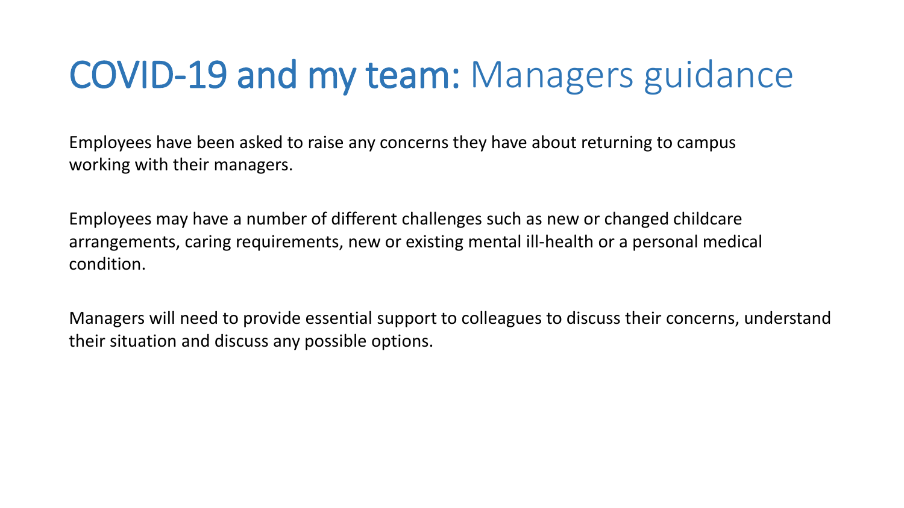# COVID-19 and my team: Managers guidance

Employees have been asked to raise any concerns they have about returning to campus working with their managers.

Employees may have a number of different challenges such as new or changed childcare arrangements, caring requirements, new or existing mental ill-health or a personal medical condition.

Managers will need to provide essential support to colleagues to discuss their concerns, understand their situation and discuss any possible options.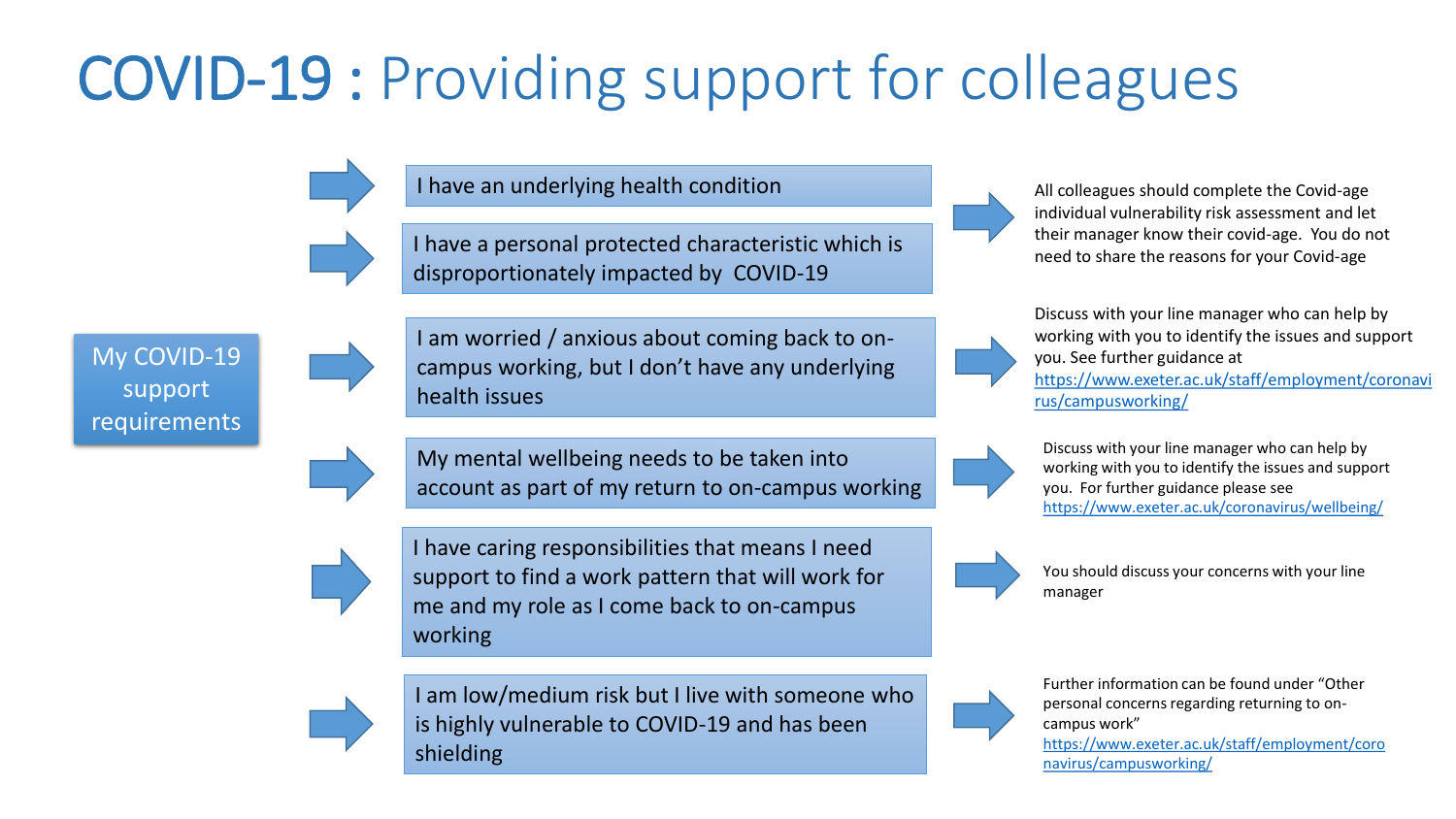# COVID-19 : Providing support for colleagues

**My COVID-19 support requirements**

| Situation | Support |
| --- | --- |
| I have an underlying health condition<br><br>I have a personal protected characteristic which is disproportionately impacted by COVID-19 | All colleagues should complete the Covid-age individual vulnerability risk assessment and let their manager know their covid-age. You do not need to share the reasons for your Covid-age |
| I am worried / anxious about coming back to on-campus working, but I don't have any underlying health issues | Discuss with your line manager who can help by working with you to identify the issues and support you. See further guidance at https://www.exeter.ac.uk/staff/employment/coronavirus/campusworking/ |
| My mental wellbeing needs to be taken into account as part of my return to on-campus working | Discuss with your line manager who can help by working with you to identify the issues and support you. For further guidance please see https://www.exeter.ac.uk/coronavirus/wellbeing/ |
| I have caring responsibilities that means I need support to find a work pattern that will work for me and my role as I come back to on-campus working | You should discuss your concerns with your line manager |
| I am low/medium risk but I live with someone who is highly vulnerable to COVID-19 and has been shielding | Further information can be found under "Other personal concerns regarding returning to on-campus work" https://www.exeter.ac.uk/staff/employment/coronavirus/campusworking/ |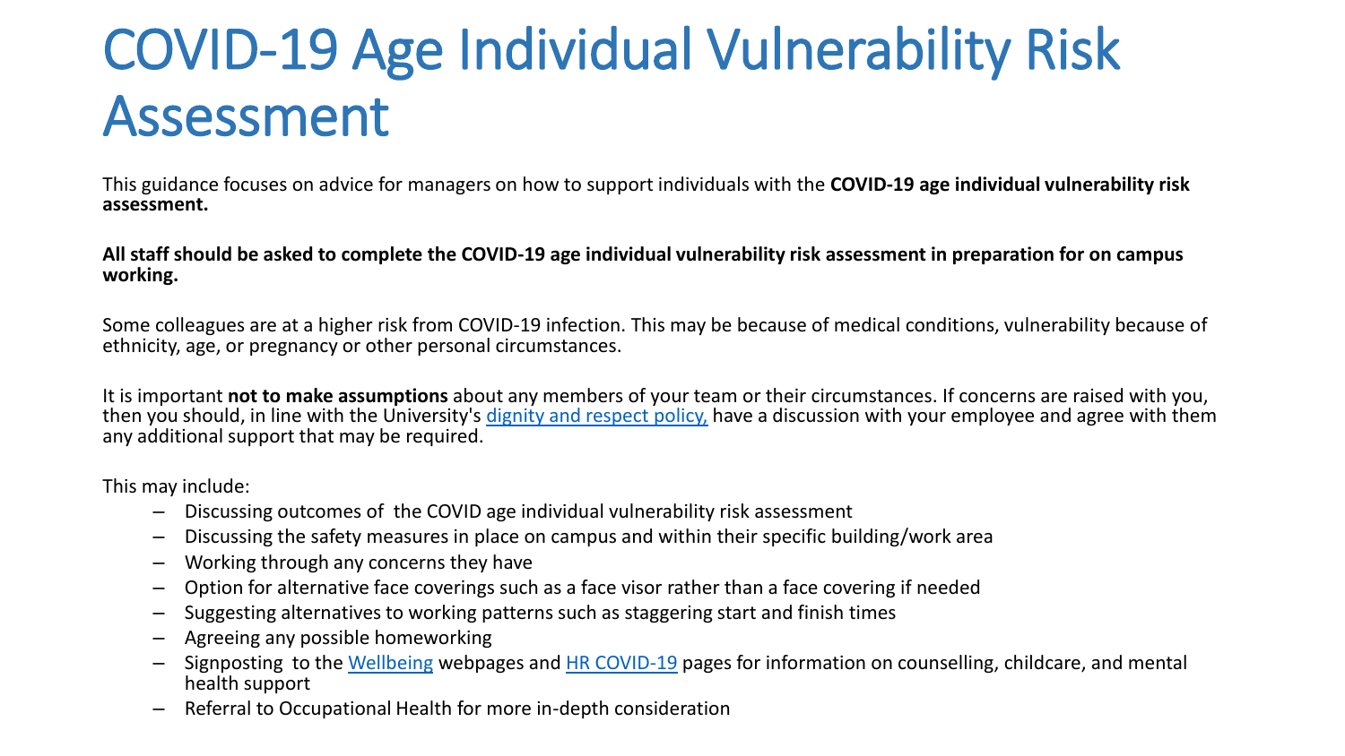# COVID-19 Age Individual Vulnerability Risk Assessment

This guidance focuses on advice for managers on how to support individuals with the **COVID-19 age individual vulnerability risk assessment.**

**All staff should be asked to complete the COVID-19 age individual vulnerability risk assessment in preparation for on campus working.**

Some colleagues are at a higher risk from COVID-19 infection. This may be because of medical conditions, vulnerability because of ethnicity, age, or pregnancy or other personal circumstances.

It is important **not to make assumptions** about any members of your team or their circumstances. If concerns are raised with you, then you should, in line with the University's dignity and respect policy, have a discussion with your employee and agree with them any additional support that may be required.

This may include:

- Discussing outcomes of the COVID age individual vulnerability risk assessment
- Discussing the safety measures in place on campus and within their specific building/work area
- Working through any concerns they have
- Option for alternative face coverings such as a face visor rather than a face covering if needed
- Suggesting alternatives to working patterns such as staggering start and finish times
- Agreeing any possible homeworking
- Signposting to the Wellbeing webpages and HR COVID-19 pages for information on counselling, childcare, and mental health support
- Referral to Occupational Health for more in-depth consideration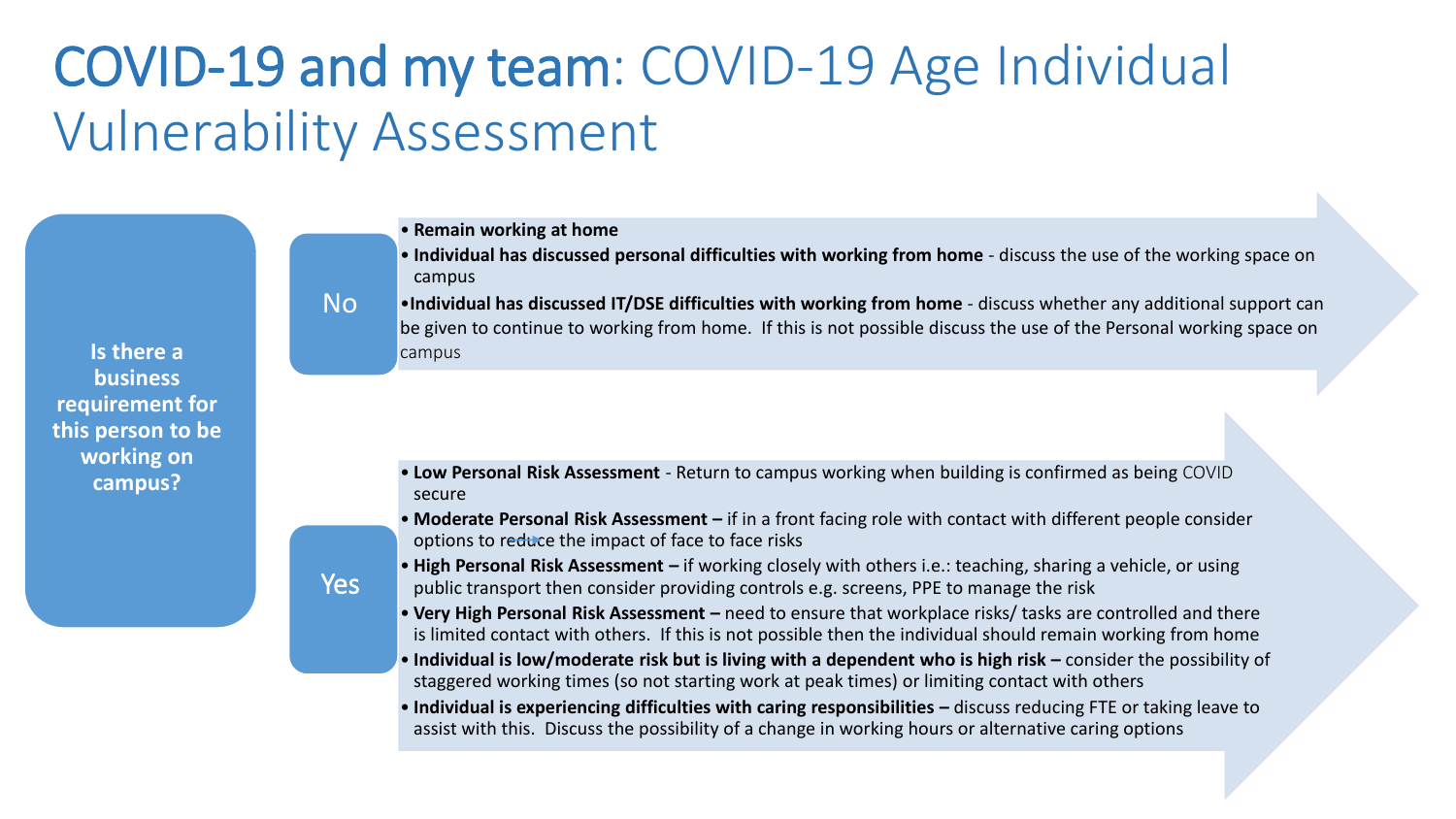# COVID-19 and my team: COVID-19 Age Individual Vulnerability Assessment

**Is there a business requirement for this person to be working on campus?**

## No

- **Remain working at home**
- **Individual has discussed personal difficulties with working from home** - discuss the use of the working space on campus
- **Individual has discussed IT/DSE difficulties with working from home** - discuss whether any additional support can be given to continue to working from home. If this is not possible discuss the use of the Personal working space on campus

## Yes

- **Low Personal Risk Assessment** - Return to campus working when building is confirmed as being COVID secure
- **Moderate Personal Risk Assessment –** if in a front facing role with contact with different people consider options to reduce the impact of face to face risks
- **High Personal Risk Assessment –** if working closely with others i.e.: teaching, sharing a vehicle, or using public transport then consider providing controls e.g. screens, PPE to manage the risk
- **Very High Personal Risk Assessment –** need to ensure that workplace risks/ tasks are controlled and there is limited contact with others. If this is not possible then the individual should remain working from home
- **Individual is low/moderate risk but is living with a dependent who is high risk –** consider the possibility of staggered working times (so not starting work at peak times) or limiting contact with others
- **Individual is experiencing difficulties with caring responsibilities –** discuss reducing FTE or taking leave to assist with this. Discuss the possibility of a change in working hours or alternative caring options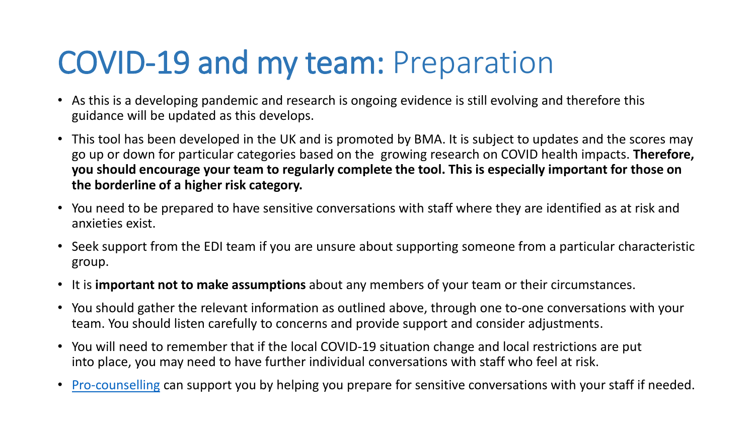# COVID-19 and my team: Preparation

- As this is a developing pandemic and research is ongoing evidence is still evolving and therefore this guidance will be updated as this develops.
- This tool has been developed in the UK and is promoted by BMA. It is subject to updates and the scores may go up or down for particular categories based on the growing research on COVID health impacts. **Therefore, you should encourage your team to regularly complete the tool. This is especially important for those on the borderline of a higher risk category.**
- You need to be prepared to have sensitive conversations with staff where they are identified as at risk and anxieties exist.
- Seek support from the EDI team if you are unsure about supporting someone from a particular characteristic group.
- It is **important not to make assumptions** about any members of your team or their circumstances.
- You should gather the relevant information as outlined above, through one to-one conversations with your team. You should listen carefully to concerns and provide support and consider adjustments.
- You will need to remember that if the local COVID-19 situation change and local restrictions are put into place, you may need to have further individual conversations with staff who feel at risk.
- Pro-counselling can support you by helping you prepare for sensitive conversations with your staff if needed.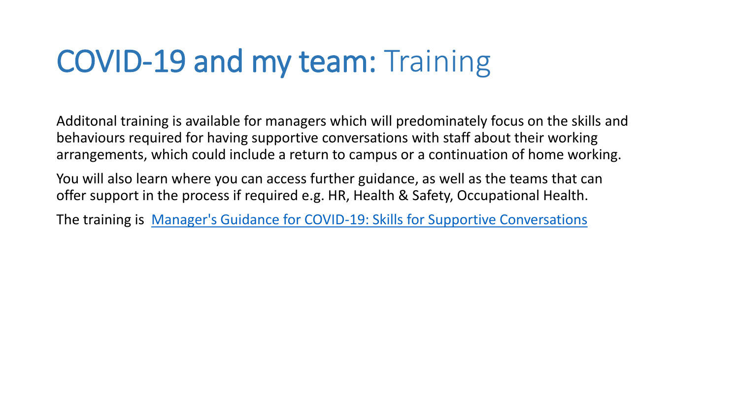# COVID-19 and my team: Training

Additonal training is available for managers which will predominately focus on the skills and behaviours required for having supportive conversations with staff about their working arrangements, which could include a return to campus or a continuation of home working.

You will also learn where you can access further guidance, as well as the teams that can offer support in the process if required e.g. HR, Health & Safety, Occupational Health.

The training is Manager's Guidance for COVID-19: Skills for Supportive Conversations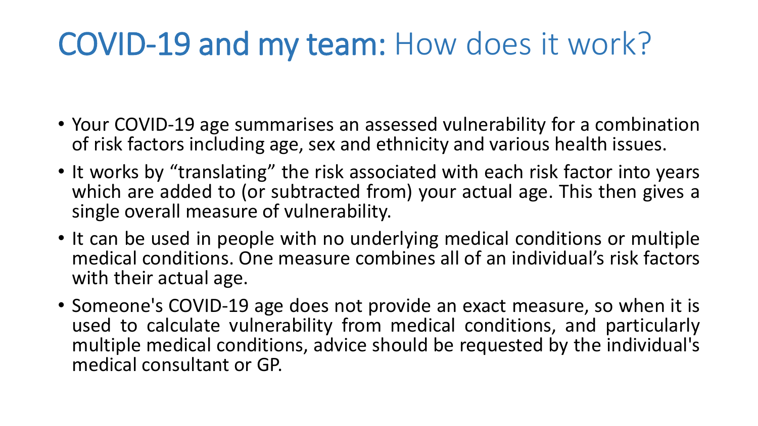# COVID-19 and my team: How does it work?

- Your COVID-19 age summarises an assessed vulnerability for a combination of risk factors including age, sex and ethnicity and various health issues.
- It works by “translating” the risk associated with each risk factor into years which are added to (or subtracted from) your actual age. This then gives a single overall measure of vulnerability.
- It can be used in people with no underlying medical conditions or multiple medical conditions. One measure combines all of an individual’s risk factors with their actual age.
- Someone's COVID-19 age does not provide an exact measure, so when it is used to calculate vulnerability from medical conditions, and particularly multiple medical conditions, advice should be requested by the individual's medical consultant or GP.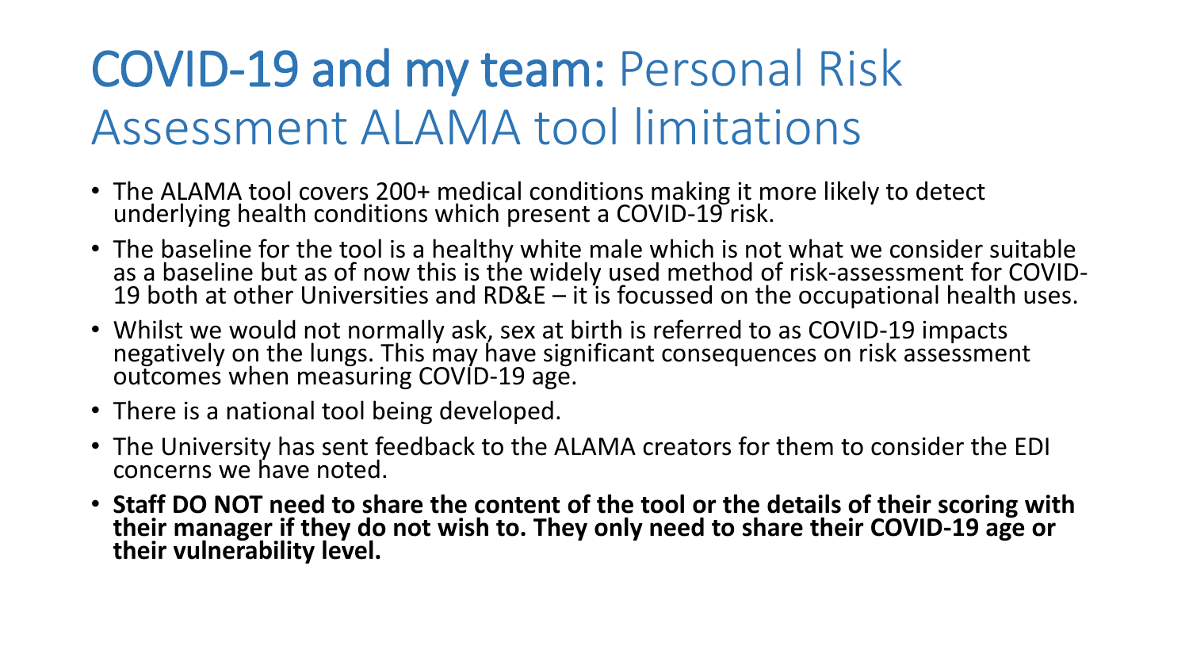# COVID-19 and my team: Personal Risk Assessment ALAMA tool limitations

- The ALAMA tool covers 200+ medical conditions making it more likely to detect underlying health conditions which present a COVID-19 risk.
- The baseline for the tool is a healthy white male which is not what we consider suitable as a baseline but as of now this is the widely used method of risk-assessment for COVID-19 both at other Universities and RD&E – it is focussed on the occupational health uses.
- Whilst we would not normally ask, sex at birth is referred to as COVID-19 impacts negatively on the lungs. This may have significant consequences on risk assessment outcomes when measuring COVID-19 age.
- There is a national tool being developed.
- The University has sent feedback to the ALAMA creators for them to consider the EDI concerns we have noted.
- **Staff DO NOT need to share the content of the tool or the details of their scoring with their manager if they do not wish to. They only need to share their COVID-19 age or their vulnerability level.**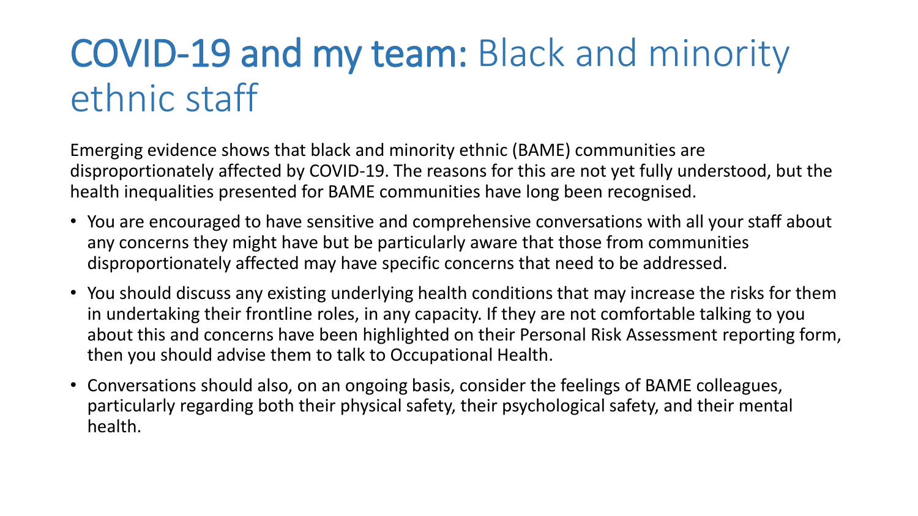# **COVID-19 and my team:** Black and minority ethnic staff

Emerging evidence shows that black and minority ethnic (BAME) communities are disproportionately affected by COVID-19. The reasons for this are not yet fully understood, but the health inequalities presented for BAME communities have long been recognised.

- You are encouraged to have sensitive and comprehensive conversations with all your staff about any concerns they might have but be particularly aware that those from communities disproportionately affected may have specific concerns that need to be addressed.
- You should discuss any existing underlying health conditions that may increase the risks for them in undertaking their frontline roles, in any capacity. If they are not comfortable talking to you about this and concerns have been highlighted on their Personal Risk Assessment reporting form, then you should advise them to talk to Occupational Health.
- Conversations should also, on an ongoing basis, consider the feelings of BAME colleagues, particularly regarding both their physical safety, their psychological safety, and their mental health.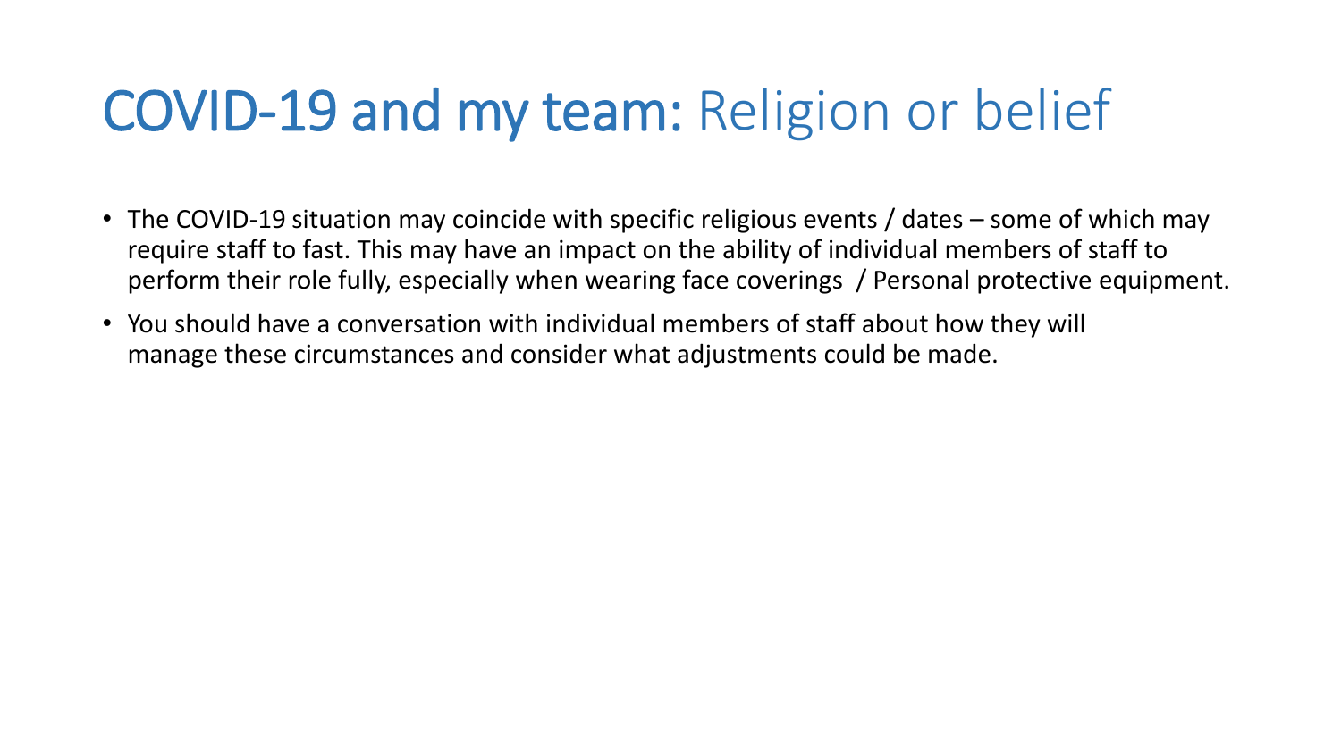# **COVID-19 and my team:** Religion or belief

- The COVID-19 situation may coincide with specific religious events / dates – some of which may require staff to fast. This may have an impact on the ability of individual members of staff to perform their role fully, especially when wearing face coverings / Personal protective equipment.
- You should have a conversation with individual members of staff about how they will manage these circumstances and consider what adjustments could be made.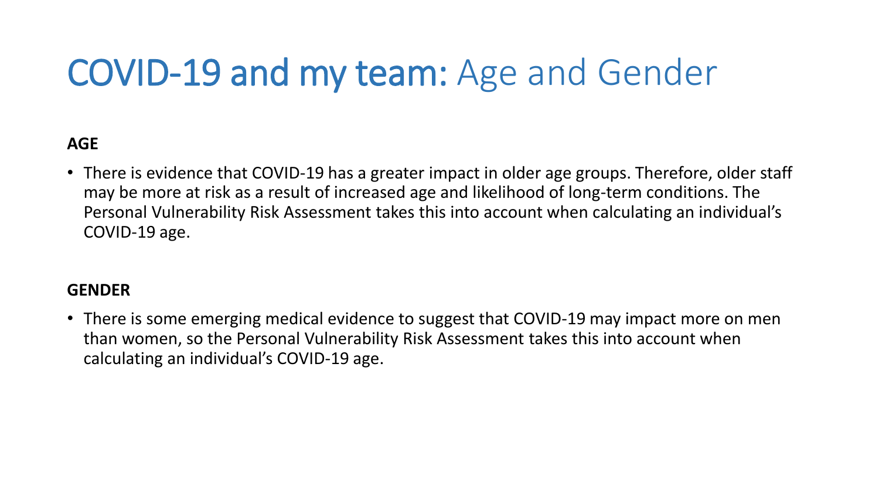# COVID-19 and my team: Age and Gender

**AGE**

- There is evidence that COVID-19 has a greater impact in older age groups. Therefore, older staff may be more at risk as a result of increased age and likelihood of long-term conditions. The Personal Vulnerability Risk Assessment takes this into account when calculating an individual's COVID-19 age.

**GENDER**

- There is some emerging medical evidence to suggest that COVID-19 may impact more on men than women, so the Personal Vulnerability Risk Assessment takes this into account when calculating an individual's COVID-19 age.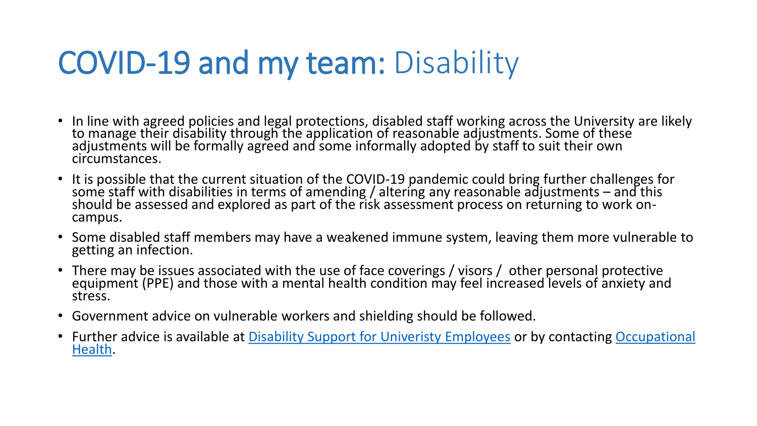# COVID-19 and my team: Disability

- In line with agreed policies and legal protections, disabled staff working across the University are likely to manage their disability through the application of reasonable adjustments. Some of these adjustments will be formally agreed and some informally adopted by staff to suit their own circumstances.
- It is possible that the current situation of the COVID-19 pandemic could bring further challenges for some staff with disabilities in terms of amending / altering any reasonable adjustments – and this should be assessed and explored as part of the risk assessment process on returning to work on-campus.
- Some disabled staff members may have a weakened immune system, leaving them more vulnerable to getting an infection.
- There may be issues associated with the use of face coverings / visors / other personal protective equipment (PPE) and those with a mental health condition may feel increased levels of anxiety and stress.
- Government advice on vulnerable workers and shielding should be followed.
- Further advice is available at Disability Support for Univeristy Employees or by contacting Occupational Health.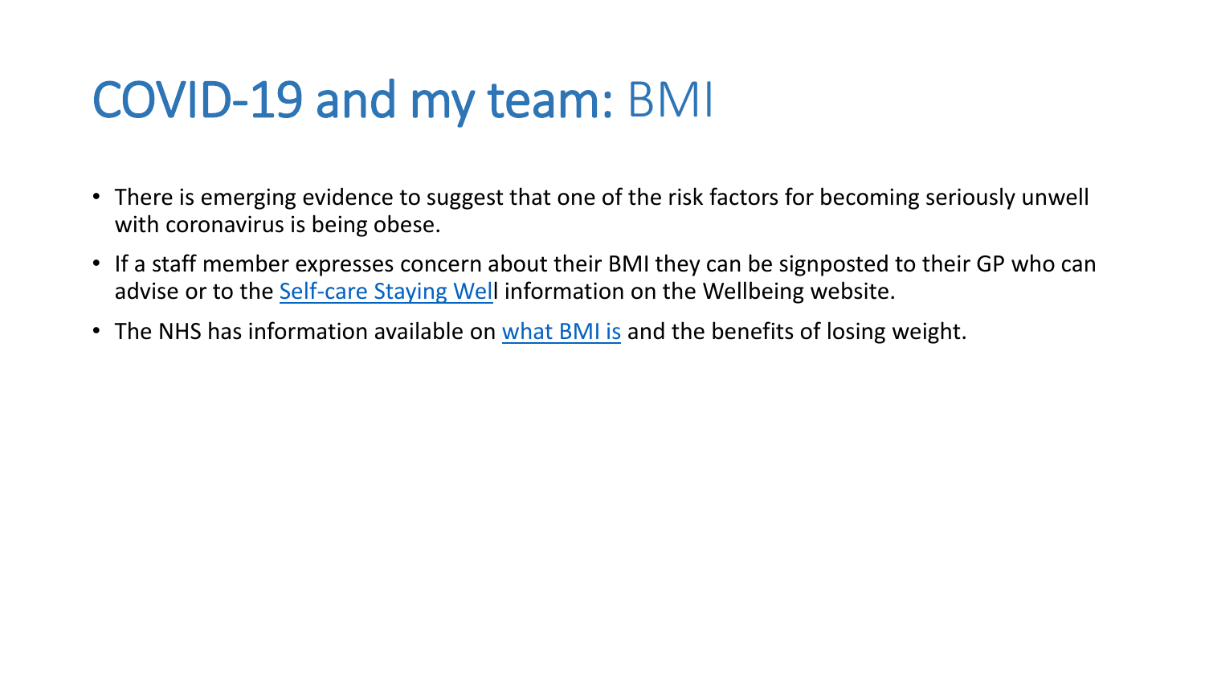# COVID-19 and my team: BMI

- There is emerging evidence to suggest that one of the risk factors for becoming seriously unwell with coronavirus is being obese.
- If a staff member expresses concern about their BMI they can be signposted to their GP who can advise or to the Self-care Staying Well information on the Wellbeing website.
- The NHS has information available on what BMI is and the benefits of losing weight.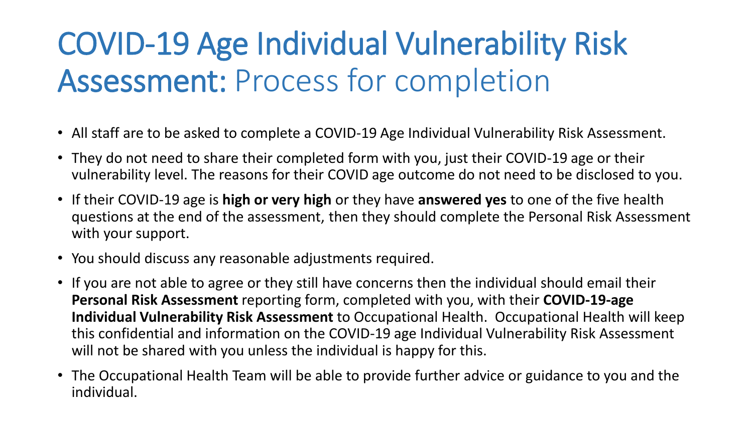# COVID-19 Age Individual Vulnerability Risk Assessment: Process for completion

- All staff are to be asked to complete a COVID-19 Age Individual Vulnerability Risk Assessment.
- They do not need to share their completed form with you, just their COVID-19 age or their vulnerability level. The reasons for their COVID age outcome do not need to be disclosed to you.
- If their COVID-19 age is **high or very high** or they have **answered yes** to one of the five health questions at the end of the assessment, then they should complete the Personal Risk Assessment with your support.
- You should discuss any reasonable adjustments required.
- If you are not able to agree or they still have concerns then the individual should email their **Personal Risk Assessment** reporting form, completed with you, with their **COVID-19-age Individual Vulnerability Risk Assessment** to Occupational Health. Occupational Health will keep this confidential and information on the COVID-19 age Individual Vulnerability Risk Assessment will not be shared with you unless the individual is happy for this.
- The Occupational Health Team will be able to provide further advice or guidance to you and the individual.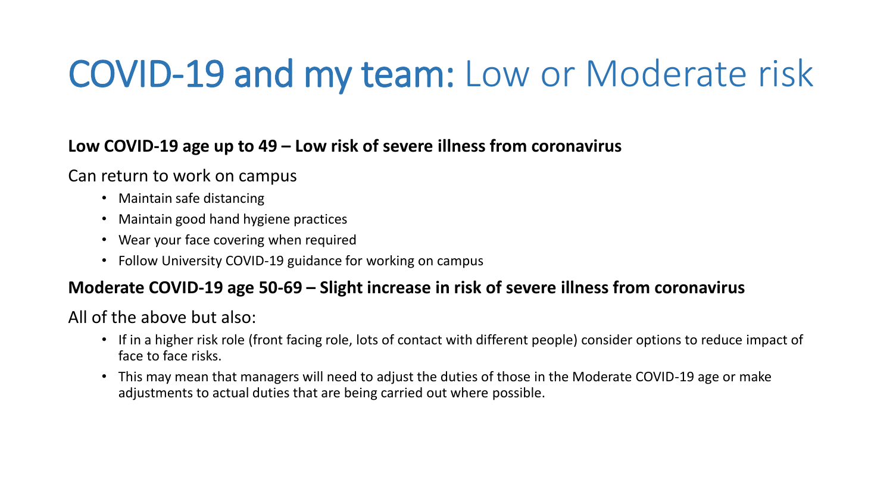# COVID-19 and my team: Low or Moderate risk

**Low COVID-19 age up to 49 – Low risk of severe illness from coronavirus**

Can return to work on campus

- Maintain safe distancing
- Maintain good hand hygiene practices
- Wear your face covering when required
- Follow University COVID-19 guidance for working on campus

**Moderate COVID-19 age 50-69 – Slight increase in risk of severe illness from coronavirus**

All of the above but also:

- If in a higher risk role (front facing role, lots of contact with different people) consider options to reduce impact of face to face risks.
- This may mean that managers will need to adjust the duties of those in the Moderate COVID-19 age or make adjustments to actual duties that are being carried out where possible.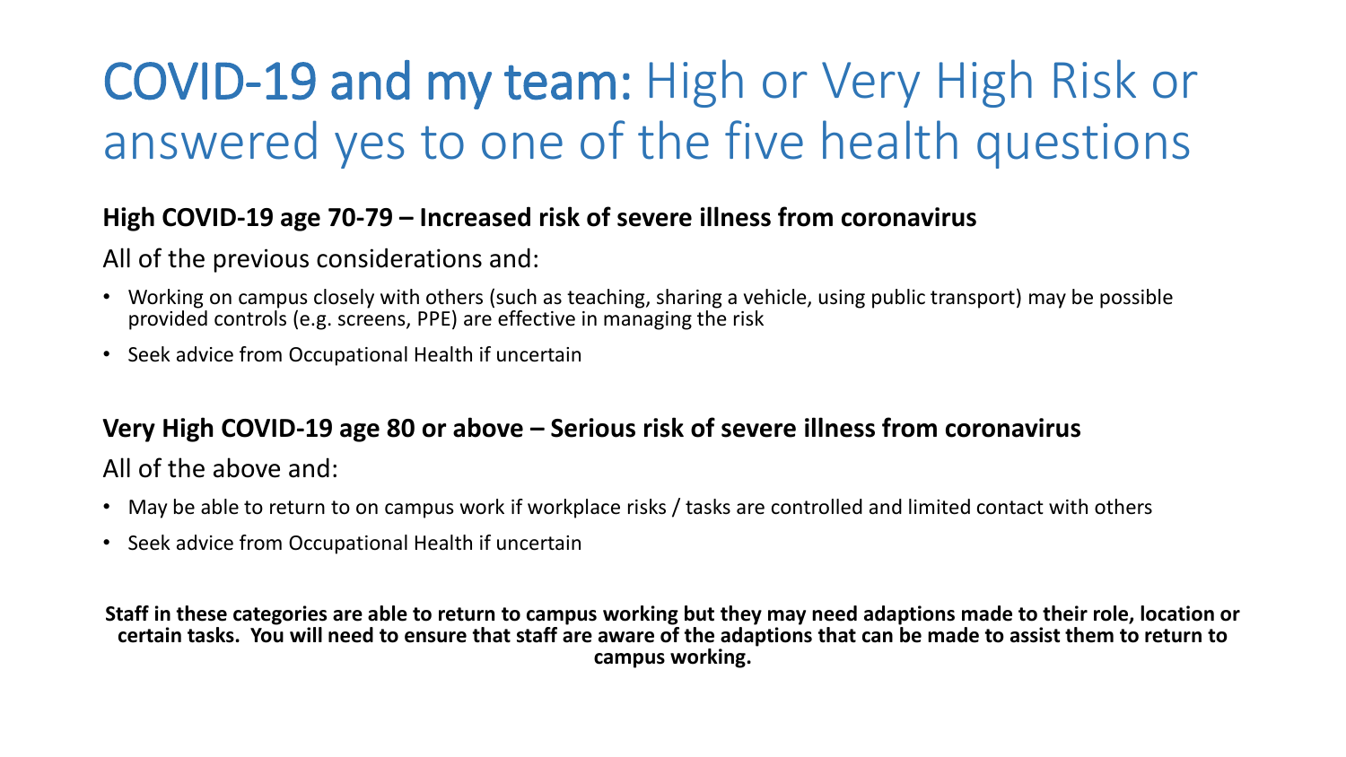# COVID-19 and my team: High or Very High Risk or answered yes to one of the five health questions

**High COVID-19 age 70-79 – Increased risk of severe illness from coronavirus**

All of the previous considerations and:

- Working on campus closely with others (such as teaching, sharing a vehicle, using public transport) may be possible provided controls (e.g. screens, PPE) are effective in managing the risk
- Seek advice from Occupational Health if uncertain

**Very High COVID-19 age 80 or above – Serious risk of severe illness from coronavirus**

All of the above and:

- May be able to return to on campus work if workplace risks / tasks are controlled and limited contact with others
- Seek advice from Occupational Health if uncertain

**Staff in these categories are able to return to campus working but they may need adaptions made to their role, location or certain tasks. You will need to ensure that staff are aware of the adaptions that can be made to assist them to return to campus working.**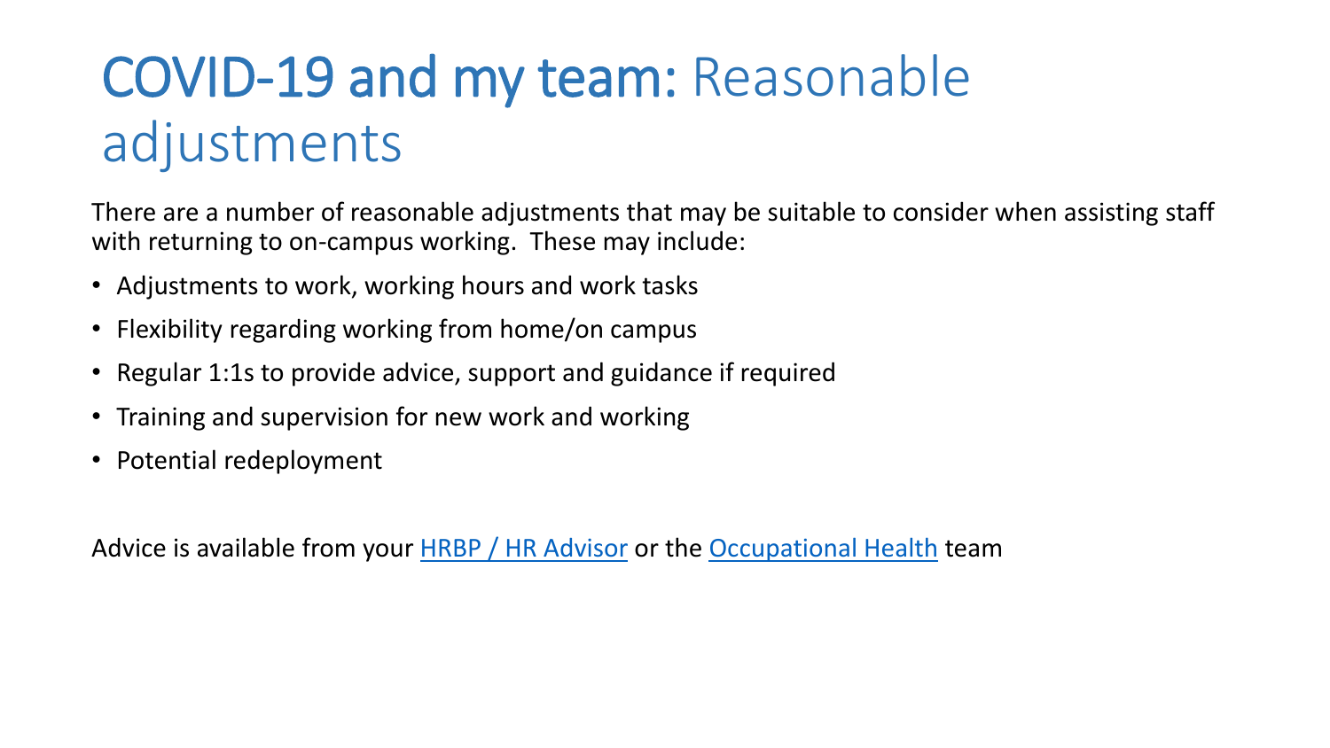# COVID-19 and my team: Reasonable adjustments

There are a number of reasonable adjustments that may be suitable to consider when assisting staff with returning to on-campus working. These may include:

- Adjustments to work, working hours and work tasks
- Flexibility regarding working from home/on campus
- Regular 1:1s to provide advice, support and guidance if required
- Training and supervision for new work and working
- Potential redeployment

Advice is available from your HRBP / HR Advisor or the Occupational Health team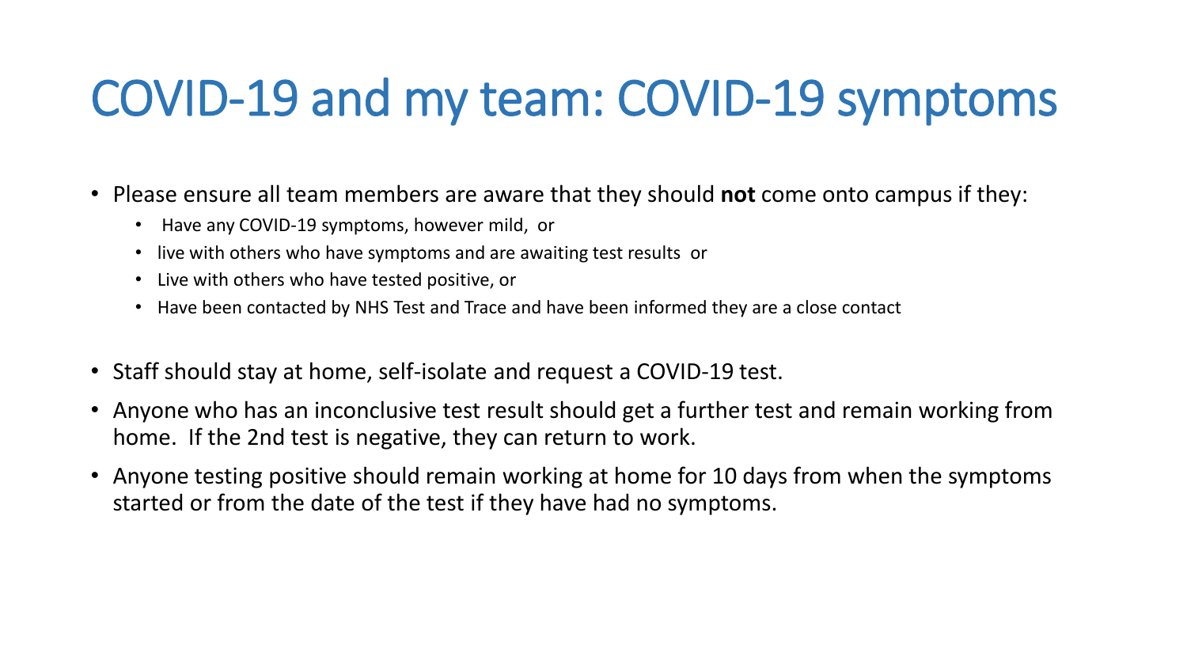# COVID-19 and my team: COVID-19 symptoms

- Please ensure all team members are aware that they should **not** come onto campus if they:
  - Have any COVID-19 symptoms, however mild, or
  - live with others who have symptoms and are awaiting test results or
  - Live with others who have tested positive, or
  - Have been contacted by NHS Test and Trace and have been informed they are a close contact
- Staff should stay at home, self-isolate and request a COVID-19 test.
- Anyone who has an inconclusive test result should get a further test and remain working from home. If the 2nd test is negative, they can return to work.
- Anyone testing positive should remain working at home for 10 days from when the symptoms started or from the date of the test if they have had no symptoms.